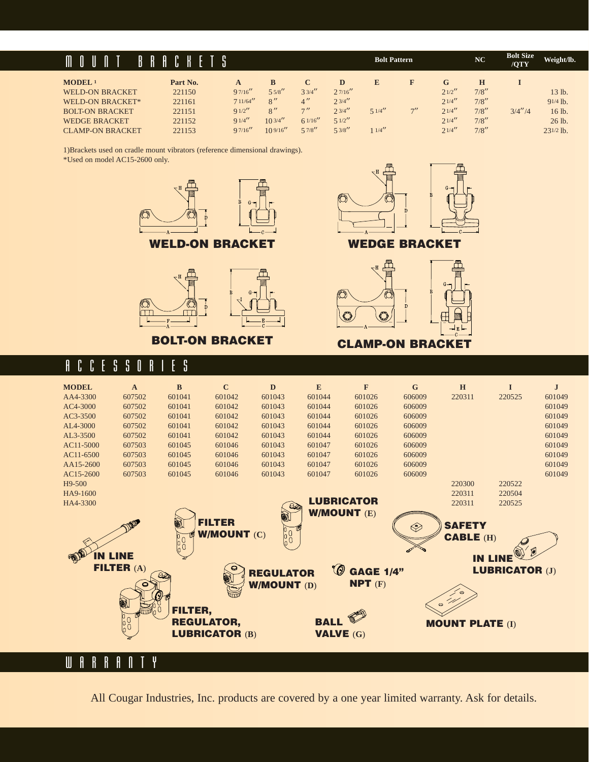# MOUNT BRACKETS

|  |  |  |  |  |  | Bolt Pattern |  | NC |  | Bolt Size /QTY | Weight/lb. |
|---|---|---|---|---|---|---|---|---|---|---|---|
| MODEL [1] | Part No. | A | B | C | D | E | F | G | H | I |  |
| WELD-ON BRACKET | 221150 | 9 7/16″ | 5 5/8″ | 3 3/4″ | 2 7/16″ |  |  | 2 1/2″ | 7/8″ |  | 13 lb. |
| WELD-ON BRACKET* | 221161 | 7 11/64″ | 8″ | 4″ | 2 3/4″ |  |  | 2 1/4″ | 7/8″ |  | 9 1/4 lb. |
| BOLT-ON BRACKET | 221151 | 9 1/2″ | 8″ | 7″ | 2 3/4″ | 5 1/4″ | 7″ | 2 1/4″ | 7/8″ | 3/4″/4 | 16 lb. |
| WEDGE BRACKET | 221152 | 9 1/4″ | 10 3/4″ | 6 1/16″ | 5 1/2″ |  |  | 2 1/4″ | 7/8″ |  | 26 lb. |
| CLAMP-ON BRACKET | 221153 | 9 7/16″ | 10 9/16″ | 5 7/8″ | 5 3/8″ | 1 1/4″ |  | 2 1/4″ | 7/8″ |  | 23 1/2 lb. |

1)Brackets used on cradle mount vibrators (reference dimensional drawings).
*Used on model AC15-2600 only.

**WELD-ON BRACKET**

**WEDGE BRACKET**

**BOLT-ON BRACKET**

**CLAMP-ON BRACKET**

# ACCESSORIES

| MODEL | A | B | C | D | E | F | G | H | I | J |
|---|---|---|---|---|---|---|---|---|---|---|
| AA4-3300 | 607502 | 601041 | 601042 | 601043 | 601044 | 601026 | 606009 | 220311 | 220525 | 601049 |
| AC4-3000 | 607502 | 601041 | 601042 | 601043 | 601044 | 601026 | 606009 |  |  | 601049 |
| AC3-3500 | 607502 | 601041 | 601042 | 601043 | 601044 | 601026 | 606009 |  |  | 601049 |
| AL4-3000 | 607502 | 601041 | 601042 | 601043 | 601044 | 601026 | 606009 |  |  | 601049 |
| AL3-3500 | 607502 | 601041 | 601042 | 601043 | 601044 | 601026 | 606009 |  |  | 601049 |
| AC11-5000 | 607503 | 601045 | 601046 | 601043 | 601047 | 601026 | 606009 |  |  | 601049 |
| AC11-6500 | 607503 | 601045 | 601046 | 601043 | 601047 | 601026 | 606009 |  |  | 601049 |
| AA15-2600 | 607503 | 601045 | 601046 | 601043 | 601047 | 601026 | 606009 |  |  | 601049 |
| AC15-2600 | 607503 | 601045 | 601046 | 601043 | 601047 | 601026 | 606009 |  |  | 601049 |
| H9-500 |  |  |  |  |  |  |  | 220300 | 220522 |  |
| HA9-1600 |  |  |  |  |  |  |  | 220311 | 220504 |  |
| HA4-3300 |  |  |  |  |  |  |  | 220311 | 220525 |  |

**IN LINE FILTER (A)**

**FILTER, REGULATOR, LUBRICATOR (B)**

**FILTER W/MOUNT (C)**

**REGULATOR W/MOUNT (D)**

**LUBRICATOR W/MOUNT (E)**

**GAGE 1/4" NPT (F)**

**BALL VALVE (G)**

**SAFETY CABLE (H)**

**MOUNT PLATE (I)**

**IN LINE LUBRICATOR (J)**

# WARRANTY

All Cougar Industries, Inc. products are covered by a one year limited warranty. Ask for details.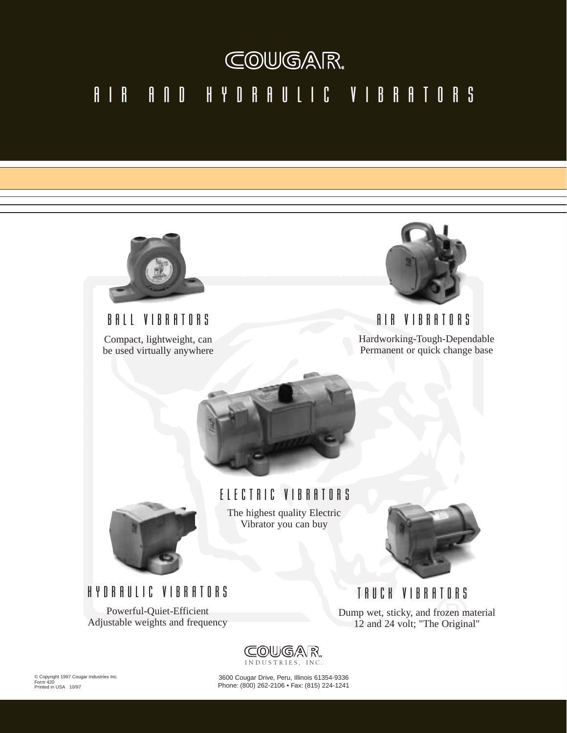# COUGAR®

## AIR AND HYDRAULIC VIBRATORS

### BALL VIBRATORS

Compact, lightweight, can be used virtually anywhere

### AIR VIBRATORS

Hardworking-Tough-Dependable
Permanent or quick change base

### ELECTRIC VIBRATORS

The highest quality Electric Vibrator you can buy

### HYDRAULIC VIBRATORS

Powerful-Quiet-Efficient
Adjustable weights and frequency

### TRUCK VIBRATORS

Dump wet, sticky, and frozen material
12 and 24 volt; "The Original"

COUGAR® INDUSTRIES, INC.

3600 Cougar Drive, Peru, Illinois 61354-9336
Phone: (800) 262-2106 • Fax: (815) 224-1241

© Copyright 1997 Cougar Industries Inc.
Form 420
Printed in USA 10/97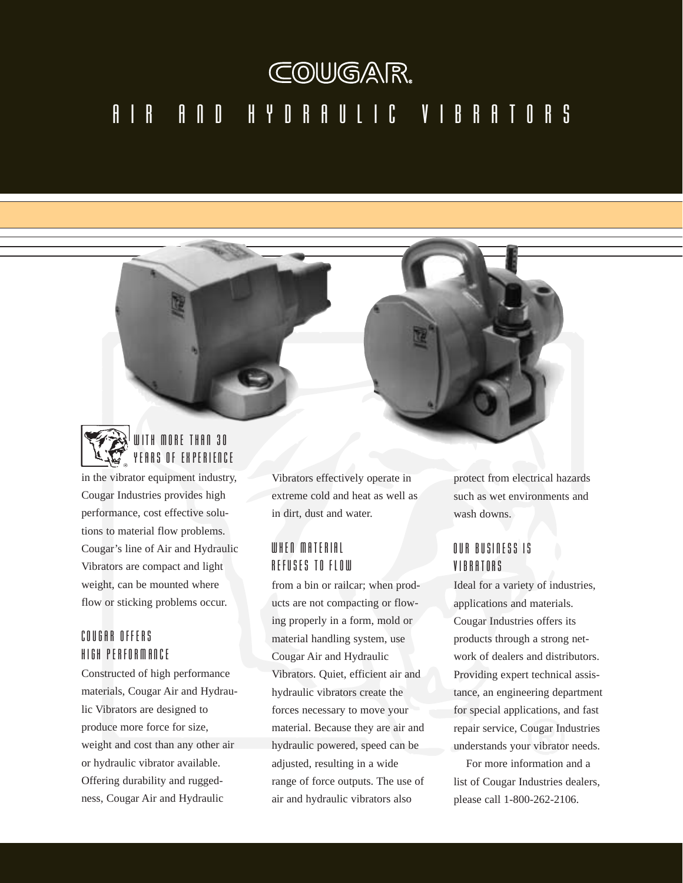# COUGAR®

## AIR AND HYDRAULIC VIBRATORS

### WITH MORE THAN 30 YEARS OF EXPERIENCE

in the vibrator equipment industry, Cougar Industries provides high performance, cost effective solutions to material flow problems. Cougar's line of Air and Hydraulic Vibrators are compact and light weight, can be mounted where flow or sticking problems occur.

### COUGAR OFFERS HIGH PERFORMANCE

Constructed of high performance materials, Cougar Air and Hydraulic Vibrators are designed to produce more force for size, weight and cost than any other air or hydraulic vibrator available. Offering durability and ruggedness, Cougar Air and Hydraulic Vibrators effectively operate in extreme cold and heat as well as in dirt, dust and water.

### WHEN MATERIAL REFUSES TO FLOW

from a bin or railcar; when products are not compacting or flowing properly in a form, mold or material handling system, use Cougar Air and Hydraulic Vibrators. Quiet, efficient air and hydraulic vibrators create the forces necessary to move your material. Because they are air and hydraulic powered, speed can be adjusted, resulting in a wide range of force outputs. The use of air and hydraulic vibrators also protect from electrical hazards such as wet environments and wash downs.

### OUR BUSINESS IS VIBRATORS

Ideal for a variety of industries, applications and materials. Cougar Industries offers its products through a strong network of dealers and distributors. Providing expert technical assistance, an engineering department for special applications, and fast repair service, Cougar Industries understands your vibrator needs.

For more information and a list of Cougar Industries dealers, please call 1-800-262-2106.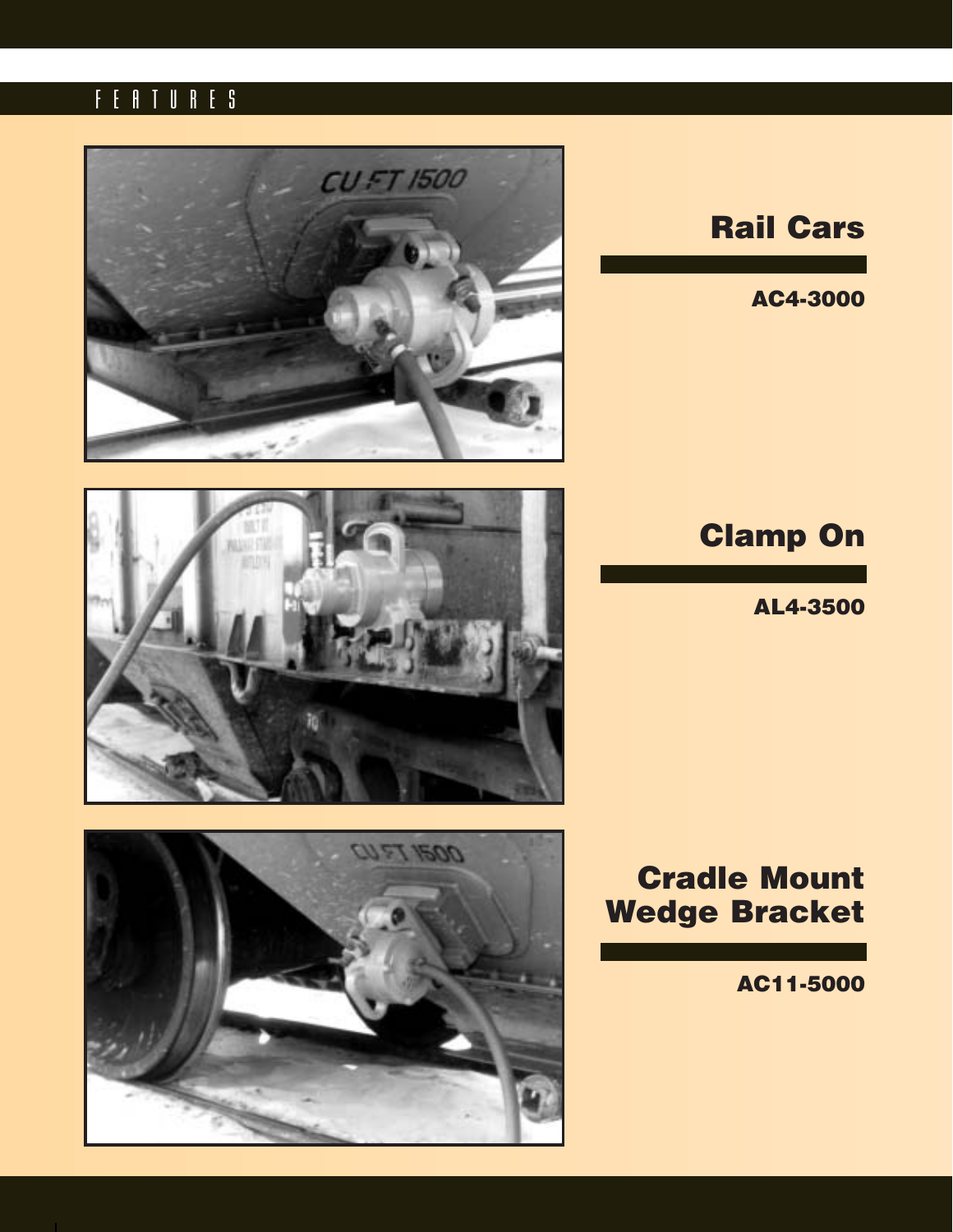FEATURES

## Rail Cars

**AC4-3000**

## Clamp On

**AL4-3500**

## Cradle Mount Wedge Bracket

**AC11-5000**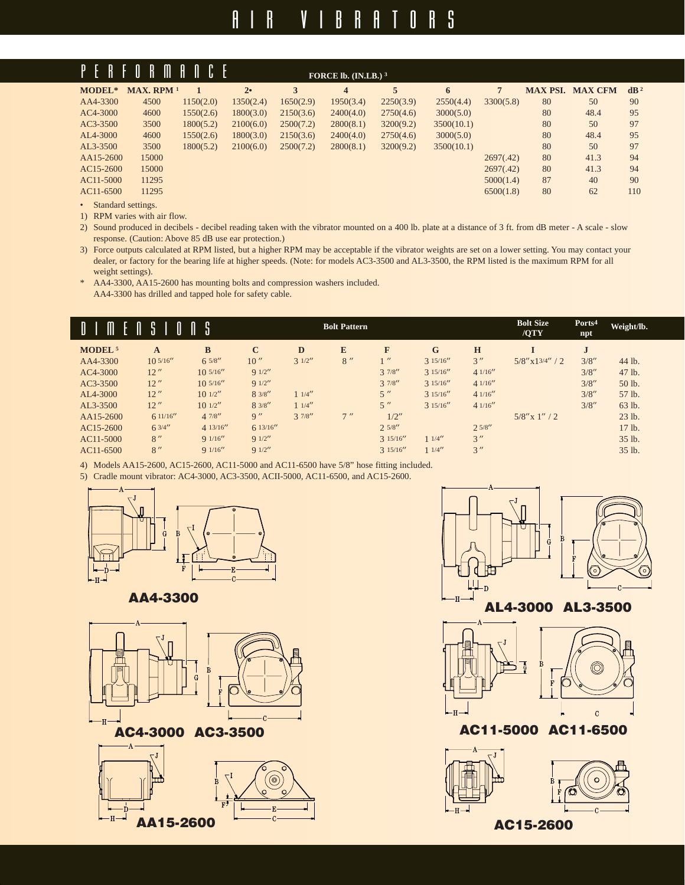# AIR VIBRATORS

## PERFORMANCE

| MODEL* | MAX. RPM [1] | FORCE lb. (IN.LB.) [3] 1 | 2• | 3 | 4 | 5 | 6 | 7 | MAX PSI. | MAX CFM | dB [2] |
|---|---|---|---|---|---|---|---|---|---|---|---|
| AA4-3300 | 4500 | 1150(2.0) | 1350(2.4) | 1650(2.9) | 1950(3.4) | 2250(3.9) | 2550(4.4) | 3300(5.8) | 80 | 50 | 90 |
| AC4-3000 | 4600 | 1550(2.6) | 1800(3.0) | 2150(3.6) | 2400(4.0) | 2750(4.6) | 3000(5.0) | | 80 | 48.4 | 95 |
| AC3-3500 | 3500 | 1800(5.2) | 2100(6.0) | 2500(7.2) | 2800(8.1) | 3200(9.2) | 3500(10.1) | | 80 | 50 | 97 |
| AL4-3000 | 4600 | 1550(2.6) | 1800(3.0) | 2150(3.6) | 2400(4.0) | 2750(4.6) | 3000(5.0) | | 80 | 48.4 | 95 |
| AL3-3500 | 3500 | 1800(5.2) | 2100(6.0) | 2500(7.2) | 2800(8.1) | 3200(9.2) | 3500(10.1) | | 80 | 50 | 97 |
| AA15-2600 | 15000 | | | | | | | 2697(.42) | 80 | 41.3 | 94 |
| AC15-2600 | 15000 | | | | | | | 2697(.42) | 80 | 41.3 | 94 |
| AC11-5000 | 11295 | | | | | | | 5000(1.4) | 87 | 40 | 90 |
| AC11-6500 | 11295 | | | | | | | 6500(1.8) | 80 | 62 | 110 |

- Standard settings.

1) RPM varies with air flow.
2) Sound produced in decibels - decibel reading taken with the vibrator mounted on a 400 lb. plate at a distance of 3 ft. from dB meter - A scale - slow response. (Caution: Above 85 dB use ear protection.)
3) Force outputs calculated at RPM listed, but a higher RPM may be acceptable if the vibrator weights are set on a lower setting. You may contact your dealer, or factory for the bearing life at higher speeds. (Note: for models AC3-3500 and AL3-3500, the RPM listed is the maximum RPM for all weight settings).

\* AA4-3300, AA15-2600 has mounting bolts and compression washers included.
AA4-3300 has drilled and tapped hole for safety cable.

## DIMENSIONS

| MODEL [5] | A | B | C | D (Bolt Pattern) | E | F | G | H | I (Bolt Size /QTY) | J (Ports[4] npt) | Weight/lb. |
|---|---|---|---|---|---|---|---|---|---|---|---|
| AA4-3300 | 10 5/16″ | 6 5/8″ | 10″ | 3 1/2″ | 8″ | 1″ | 3 15/16″ | 3″ | 5/8″x13/4″ / 2 | 3/8″ | 44 lb. |
| AC4-3000 | 12″ | 10 5/16″ | 9 1/2″ | | | 3 7/8″ | 3 15/16″ | 4 1/16″ | | 3/8″ | 47 lb. |
| AC3-3500 | 12″ | 10 5/16″ | 9 1/2″ | | | 3 7/8″ | 3 15/16″ | 4 1/16″ | | 3/8″ | 50 lb. |
| AL4-3000 | 12″ | 10 1/2″ | 8 3/8″ | 1 1/4″ | | 5″ | 3 15/16″ | 4 1/16″ | | 3/8″ | 57 lb. |
| AL3-3500 | 12″ | 10 1/2″ | 8 3/8″ | 1 1/4″ | | 5″ | 3 15/16″ | 4 1/16″ | | 3/8″ | 63 lb. |
| AA15-2600 | 6 11/16″ | 4 7/8″ | 9″ | 3 7/8″ | 7″ | 1/2″ | | | 5/8″x 1″ / 2 | | 23 lb. |
| AC15-2600 | 6 3/4″ | 4 13/16″ | 6 13/16″ | | | 2 5/8″ | | 2 5/8″ | | | 17 lb. |
| AC11-5000 | 8″ | 9 1/16″ | 9 1/2″ | | | 3 15/16″ | 1 1/4″ | 3″ | | | 35 lb. |
| AC11-6500 | 8″ | 9 1/16″ | 9 1/2″ | | | 3 15/16″ | 1 1/4″ | 3″ | | | 35 lb. |

4) Models AA15-2600, AC15-2600, AC11-5000 and AC11-6500 have 5/8″ hose fitting included.
5) Cradle mount vibrator: AC4-3000, AC3-3500, ACII-5000, AC11-6500, and AC15-2600.

AA4-3300

AL4-3000 AL3-3500

AC4-3000 AC3-3500

AC11-5000 AC11-6500

AA15-2600

AC15-2600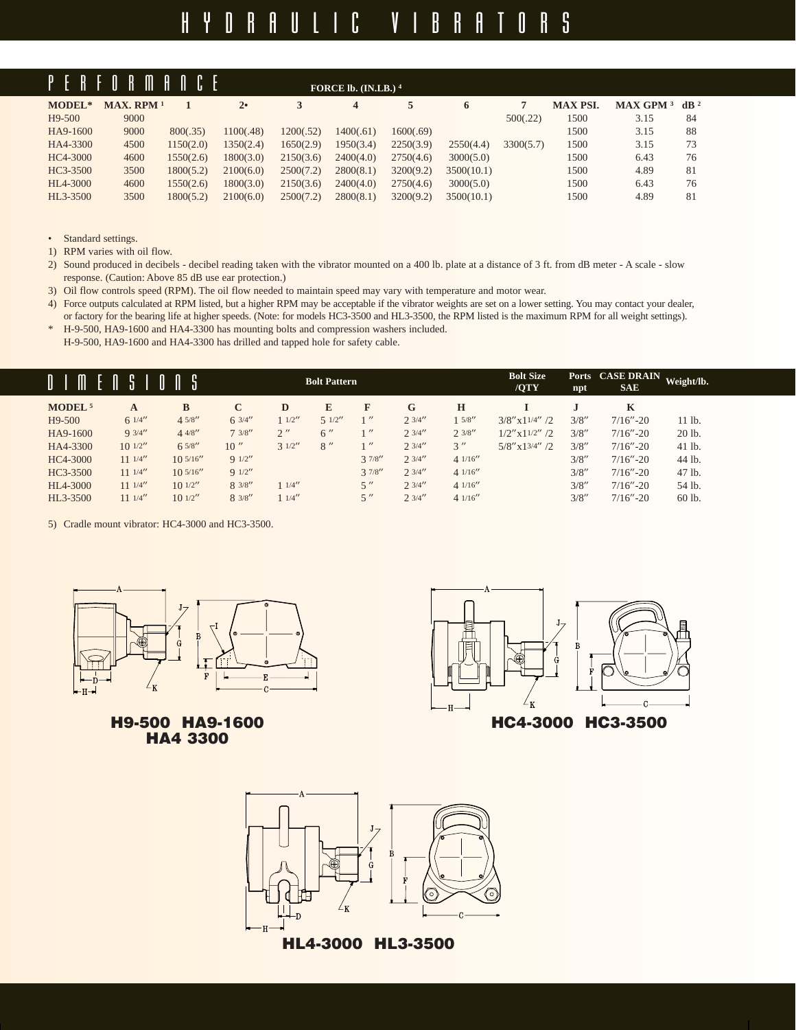# HYDRAULIC VIBRATORS

## PERFORMANCE

| MODEL* | MAX. RPM [1] | FORCE lb. (IN.LB.) [4] 1 | 2• | 3 | 4 | 5 | 6 | 7 | MAX PSI. | MAX GPM [3] | dB [2] |
|---|---|---|---|---|---|---|---|---|---|---|---|
| H9-500 | 9000 | | | | | | | 500(.22) | 1500 | 3.15 | 84 |
| HA9-1600 | 9000 | 800(.35) | 1100(.48) | 1200(.52) | 1400(.61) | 1600(.69) | | | 1500 | 3.15 | 88 |
| HA4-3300 | 4500 | 1150(2.0) | 1350(2.4) | 1650(2.9) | 1950(3.4) | 2250(3.9) | 2550(4.4) | 3300(5.7) | 1500 | 3.15 | 73 |
| HC4-3000 | 4600 | 1550(2.6) | 1800(3.0) | 2150(3.6) | 2400(4.0) | 2750(4.6) | 3000(5.0) | | 1500 | 6.43 | 76 |
| HC3-3500 | 3500 | 1800(5.2) | 2100(6.0) | 2500(7.2) | 2800(8.1) | 3200(9.2) | 3500(10.1) | | 1500 | 4.89 | 81 |
| HL4-3000 | 4600 | 1550(2.6) | 1800(3.0) | 2150(3.6) | 2400(4.0) | 2750(4.6) | 3000(5.0) | | 1500 | 6.43 | 76 |
| HL3-3500 | 3500 | 1800(5.2) | 2100(6.0) | 2500(7.2) | 2800(8.1) | 3200(9.2) | 3500(10.1) | | 1500 | 4.89 | 81 |

- Standard settings.
1) RPM varies with oil flow.
2) Sound produced in decibels - decibel reading taken with the vibrator mounted on a 400 lb. plate at a distance of 3 ft. from dB meter - A scale - slow response. (Caution: Above 85 dB use ear protection.)
3) Oil flow controls speed (RPM). The oil flow needed to maintain speed may vary with temperature and motor wear.
4) Force outputs calculated at RPM listed, but a higher RPM may be acceptable if the vibrator weights are set on a lower setting. You may contact your dealer, or factory for the bearing life at higher speeds. (Note: for models HC3-3500 and HL3-3500, the RPM listed is the maximum RPM for all weight settings).

\* H-9-500, HA9-1600 and HA4-3300 has mounting bolts and compression washers included.
H-9-500, HA9-1600 and HA4-3300 has drilled and tapped hole for safety cable.

## DIMENSIONS

| MODEL [5] | A | B | C | D | E | F | G | H | I (Bolt Size /QTY) | J (Ports npt) | K (CASE DRAIN SAE) | Weight/lb. |
|---|---|---|---|---|---|---|---|---|---|---|---|---|
| H9-500 | 6 1/4″ | 4 5/8″ | 6 3/4″ | 1 1/2″ | 5 1/2″ | 1″ | 2 3/4″ | 1 5/8″ | 3/8″x11/4″ /2 | 3/8″ | 7/16″-20 | 11 lb. |
| HA9-1600 | 9 3/4″ | 4 4/8″ | 7 3/8″ | 2″ | 6″ | 1″ | 2 3/4″ | 2 3/8″ | 1/2″x11/2″ /2 | 3/8″ | 7/16″-20 | 20 lb. |
| HA4-3300 | 10 1/2″ | 6 5/8″ | 10″ | 3 1/2″ | 8″ | 1″ | 2 3/4″ | 3″ | 5/8″x13/4″ /2 | 3/8″ | 7/16″-20 | 41 lb. |
| HC4-3000 | 11 1/4″ | 10 5/16″ | 9 1/2″ | | | 3 7/8″ | 2 3/4″ | 4 1/16″ | | 3/8″ | 7/16″-20 | 44 lb. |
| HC3-3500 | 11 1/4″ | 10 5/16″ | 9 1/2″ | | | 3 7/8″ | 2 3/4″ | 4 1/16″ | | 3/8″ | 7/16″-20 | 47 lb. |
| HL4-3000 | 11 1/4″ | 10 1/2″ | 8 3/8″ | 1 1/4″ | | 5″ | 2 3/4″ | 4 1/16″ | | 3/8″ | 7/16″-20 | 54 lb. |
| HL3-3500 | 11 1/4″ | 10 1/2″ | 8 3/8″ | 1 1/4″ | | 5″ | 2 3/4″ | 4 1/16″ | | 3/8″ | 7/16″-20 | 60 lb. |

Bolt Pattern: D, E

5) Cradle mount vibrator: HC4-3000 and HC3-3500.

**H9-500 HA9-1600 HA4 3300**

**HC4-3000 HC3-3500**

**HL4-3000 HL3-3500**